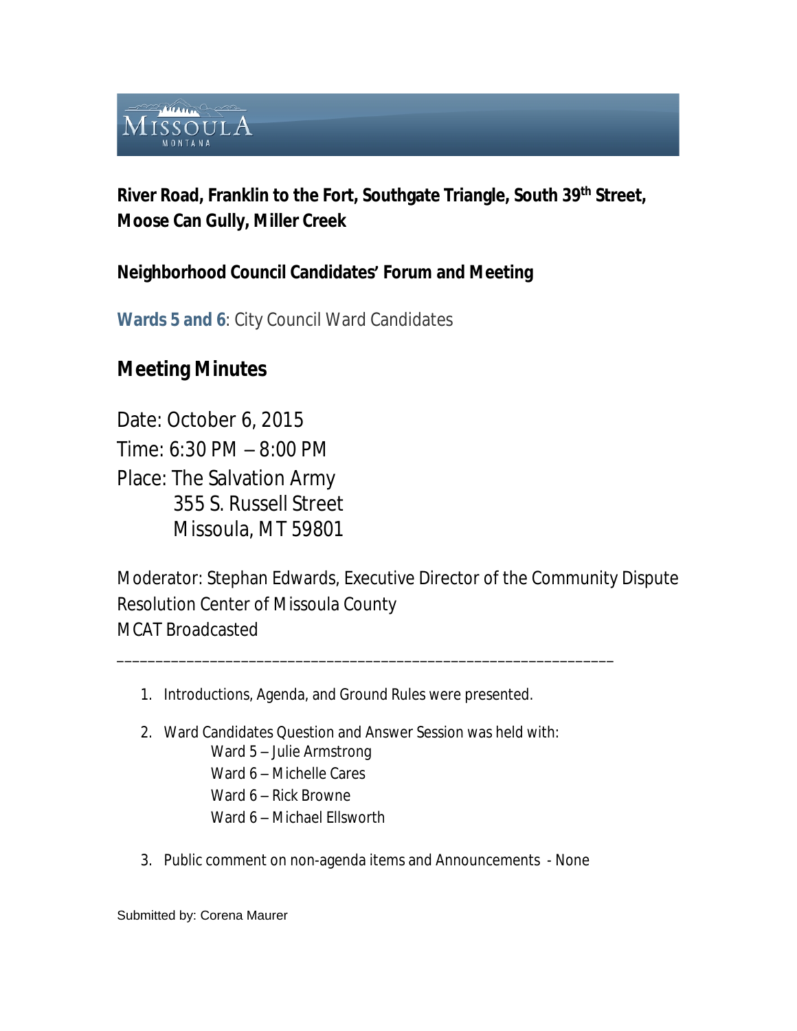**River Road, Franklin to the Fort, Southgate Triangle, South 39th Street, Moose Can Gully, Miller Creek**

**Neighborhood Council Candidates' Forum and Meeting**

**Wards 5 and 6**: City Council Ward Candidates

## Meeting Minutes

Date: October 6, 2015
Time: 6:30 PM – 8:00 PM
Place: The Salvation Army
355 S. Russell Street
Missoula, MT 59801

Moderator: Stephan Edwards, Executive Director of the Community Dispute Resolution Center of Missoula County
MCAT Broadcasted

---

1. Introductions, Agenda, and Ground Rules were presented.

2. Ward Candidates Question and Answer Session was held with:
   - Ward 5 – Julie Armstrong
   - Ward 6 – Michelle Cares
   - Ward 6 – Rick Browne
   - Ward 6 – Michael Ellsworth

3. Public comment on non-agenda items and Announcements - None

Submitted by: Corena Maurer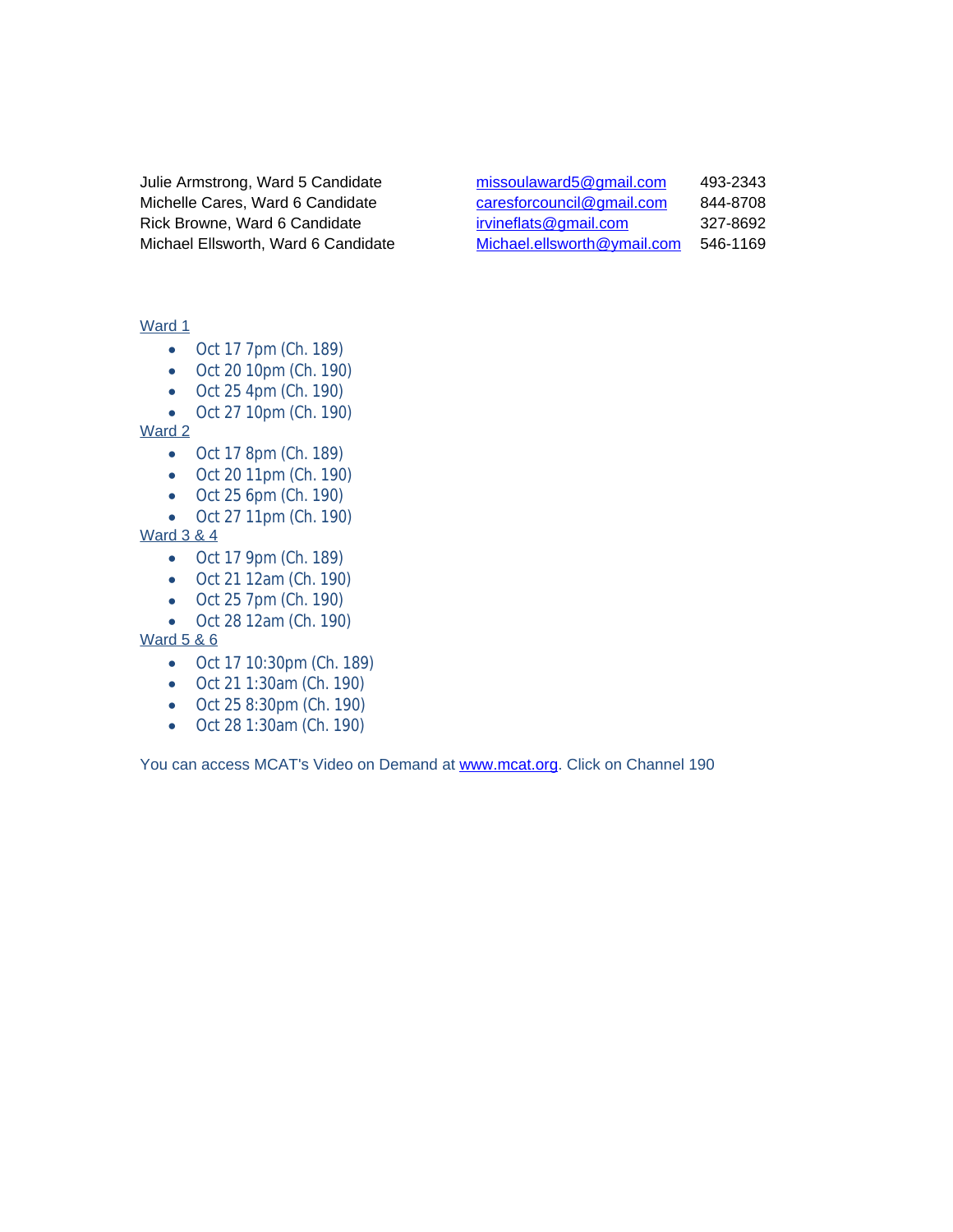| | | |
|---|---|---|
| Julie Armstrong, Ward 5 Candidate | missoulaward5@gmail.com | 493-2343 |
| Michelle Cares, Ward 6 Candidate | caresforcouncil@gmail.com | 844-8708 |
| Rick Browne, Ward 6 Candidate | irvineflats@gmail.com | 327-8692 |
| Michael Ellsworth, Ward 6 Candidate | Michael.ellsworth@ymail.com | 546-1169 |

Ward 1

- Oct 17 7pm (Ch. 189)
- Oct 20 10pm (Ch. 190)
- Oct 25 4pm (Ch. 190)
- Oct 27 10pm (Ch. 190)

Ward 2

- Oct 17 8pm (Ch. 189)
- Oct 20 11pm (Ch. 190)
- Oct 25 6pm (Ch. 190)
- Oct 27 11pm (Ch. 190)

Ward 3 & 4

- Oct 17 9pm (Ch. 189)
- Oct 21 12am (Ch. 190)
- Oct 25 7pm (Ch. 190)
- Oct 28 12am (Ch. 190)

Ward 5 & 6

- Oct 17 10:30pm (Ch. 189)
- Oct 21 1:30am (Ch. 190)
- Oct 25 8:30pm (Ch. 190)
- Oct 28 1:30am (Ch. 190)

You can access MCAT's Video on Demand at www.mcat.org. Click on Channel 190